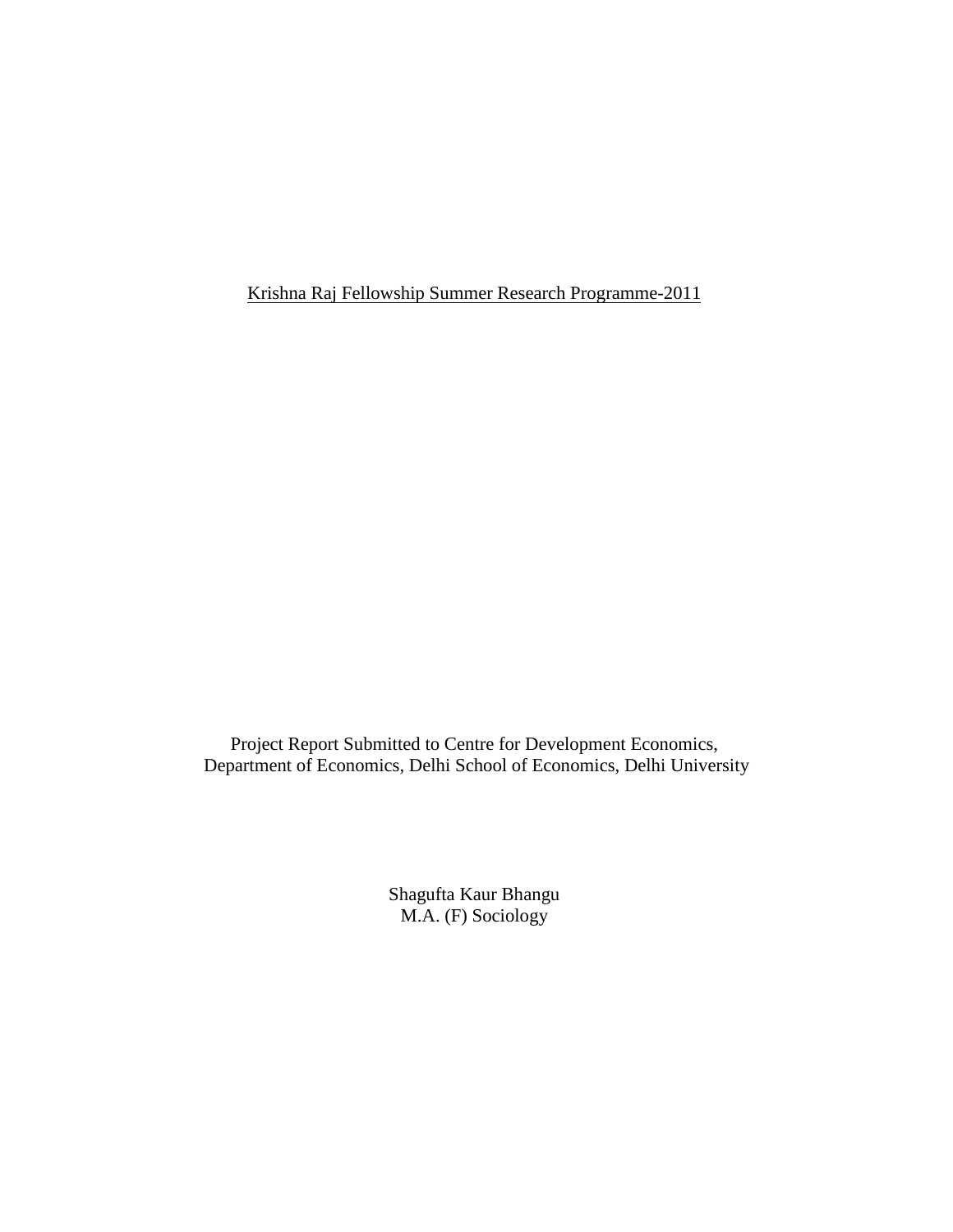<u>Krishna Raj Fellowship Summer Research Programme-2011</u>

Project Report Submitted to Centre for Development Economics,
Department of Economics, Delhi School of Economics, Delhi University

Shagufta Kaur Bhangu
M.A. (F) Sociology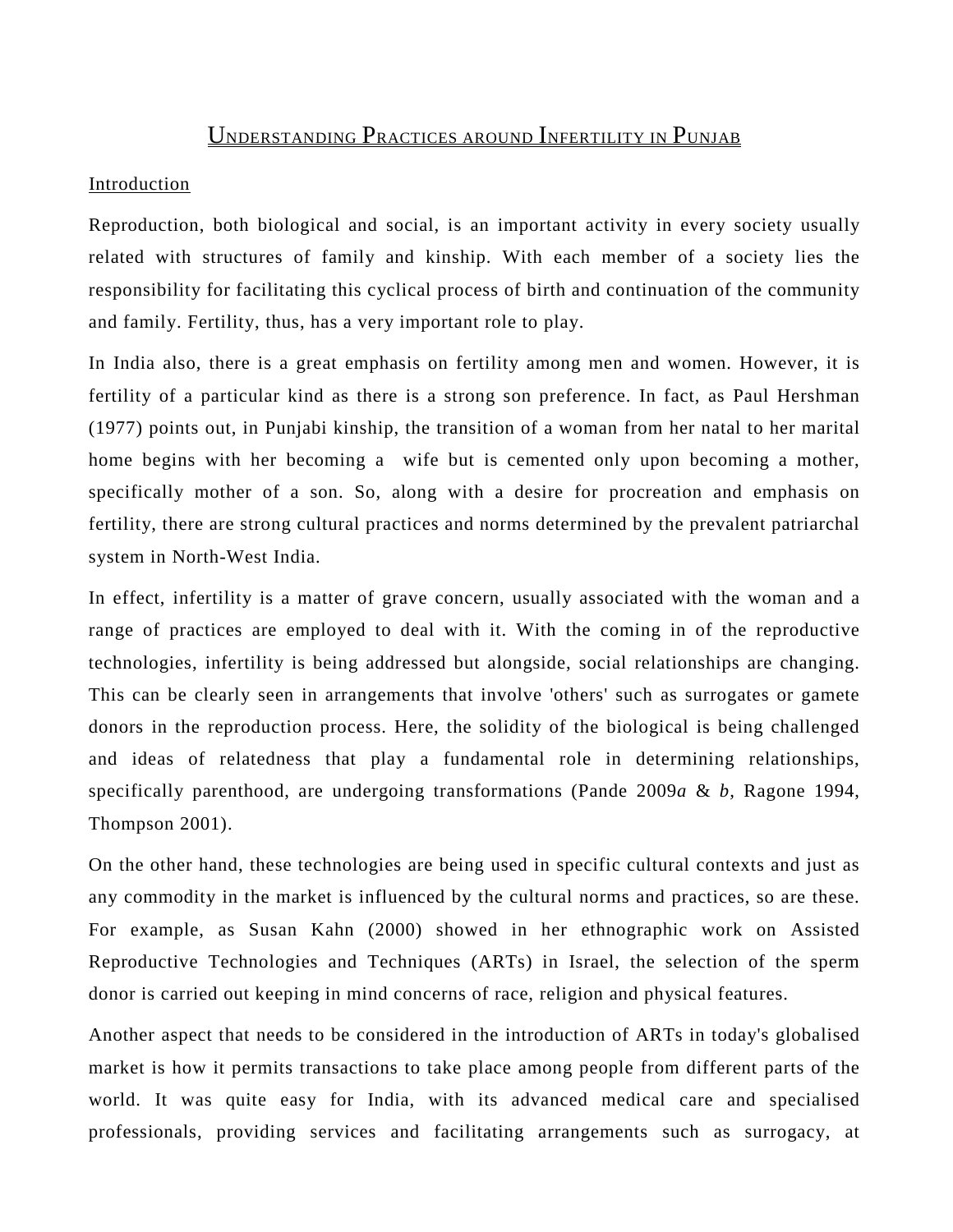# UNDERSTANDING PRACTICES AROUND INFERTILITY IN PUNJAB

## Introduction

Reproduction, both biological and social, is an important activity in every society usually related with structures of family and kinship. With each member of a society lies the responsibility for facilitating this cyclical process of birth and continuation of the community and family. Fertility, thus, has a very important role to play.

In India also, there is a great emphasis on fertility among men and women. However, it is fertility of a particular kind as there is a strong son preference. In fact, as Paul Hershman (1977) points out, in Punjabi kinship, the transition of a woman from her natal to her marital home begins with her becoming a wife but is cemented only upon becoming a mother, specifically mother of a son. So, along with a desire for procreation and emphasis on fertility, there are strong cultural practices and norms determined by the prevalent patriarchal system in North-West India.

In effect, infertility is a matter of grave concern, usually associated with the woman and a range of practices are employed to deal with it. With the coming in of the reproductive technologies, infertility is being addressed but alongside, social relationships are changing. This can be clearly seen in arrangements that involve 'others' such as surrogates or gamete donors in the reproduction process. Here, the solidity of the biological is being challenged and ideas of relatedness that play a fundamental role in determining relationships, specifically parenthood, are undergoing transformations (Pande 2009*a* & *b,* Ragone 1994, Thompson 2001).

On the other hand, these technologies are being used in specific cultural contexts and just as any commodity in the market is influenced by the cultural norms and practices, so are these. For example, as Susan Kahn (2000) showed in her ethnographic work on Assisted Reproductive Technologies and Techniques (ARTs) in Israel, the selection of the sperm donor is carried out keeping in mind concerns of race, religion and physical features.

Another aspect that needs to be considered in the introduction of ARTs in today's globalised market is how it permits transactions to take place among people from different parts of the world. It was quite easy for India, with its advanced medical care and specialised professionals, providing services and facilitating arrangements such as surrogacy, at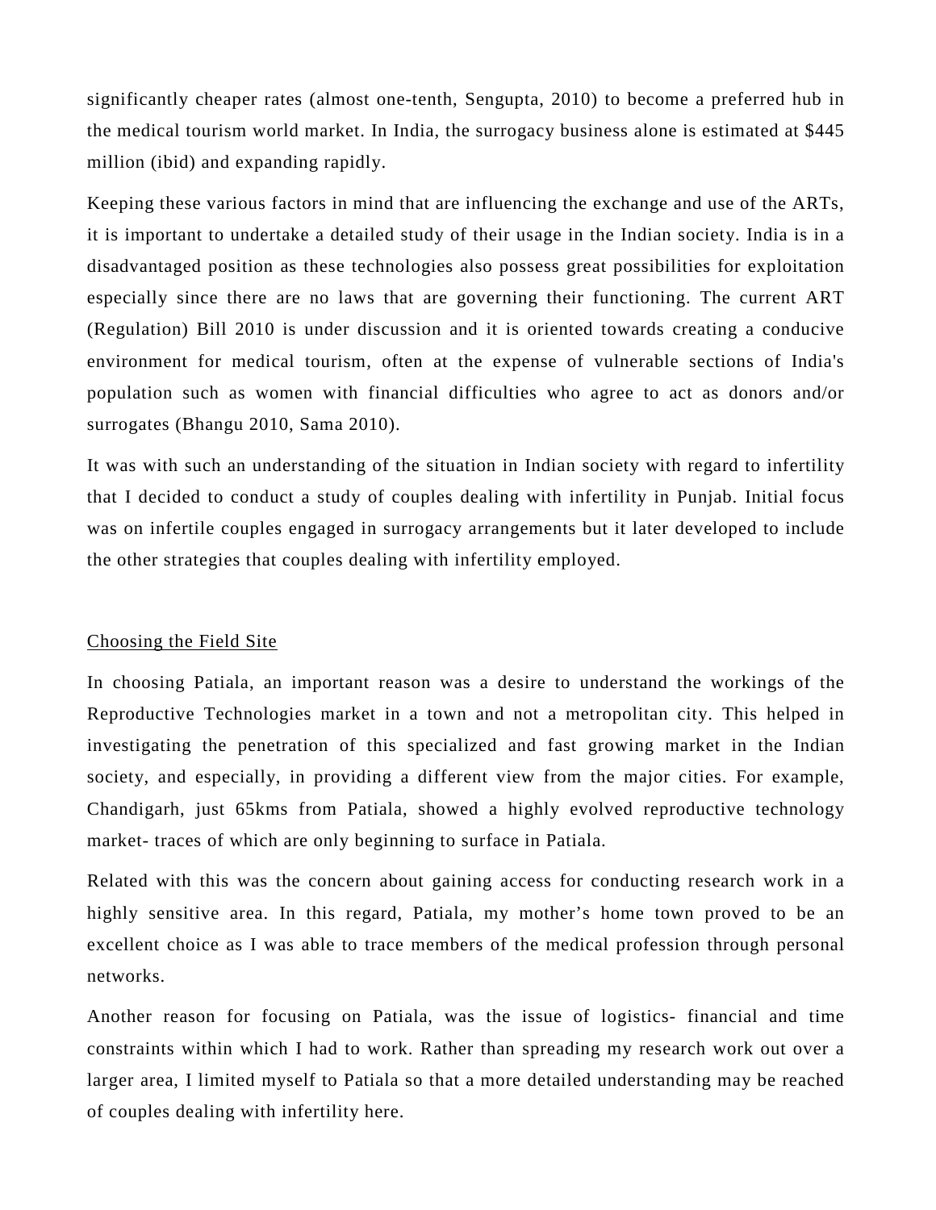significantly cheaper rates (almost one-tenth, Sengupta, 2010) to become a preferred hub in the medical tourism world market. In India, the surrogacy business alone is estimated at $445 million (ibid) and expanding rapidly.

Keeping these various factors in mind that are influencing the exchange and use of the ARTs, it is important to undertake a detailed study of their usage in the Indian society. India is in a disadvantaged position as these technologies also possess great possibilities for exploitation especially since there are no laws that are governing their functioning. The current ART (Regulation) Bill 2010 is under discussion and it is oriented towards creating a conducive environment for medical tourism, often at the expense of vulnerable sections of India's population such as women with financial difficulties who agree to act as donors and/or surrogates (Bhangu 2010, Sama 2010).

It was with such an understanding of the situation in Indian society with regard to infertility that I decided to conduct a study of couples dealing with infertility in Punjab. Initial focus was on infertile couples engaged in surrogacy arrangements but it later developed to include the other strategies that couples dealing with infertility employed.

## Choosing the Field Site

In choosing Patiala, an important reason was a desire to understand the workings of the Reproductive Technologies market in a town and not a metropolitan city. This helped in investigating the penetration of this specialized and fast growing market in the Indian society, and especially, in providing a different view from the major cities. For example, Chandigarh, just 65kms from Patiala, showed a highly evolved reproductive technology market- traces of which are only beginning to surface in Patiala.

Related with this was the concern about gaining access for conducting research work in a highly sensitive area. In this regard, Patiala, my mother's home town proved to be an excellent choice as I was able to trace members of the medical profession through personal networks.

Another reason for focusing on Patiala, was the issue of logistics- financial and time constraints within which I had to work. Rather than spreading my research work out over a larger area, I limited myself to Patiala so that a more detailed understanding may be reached of couples dealing with infertility here.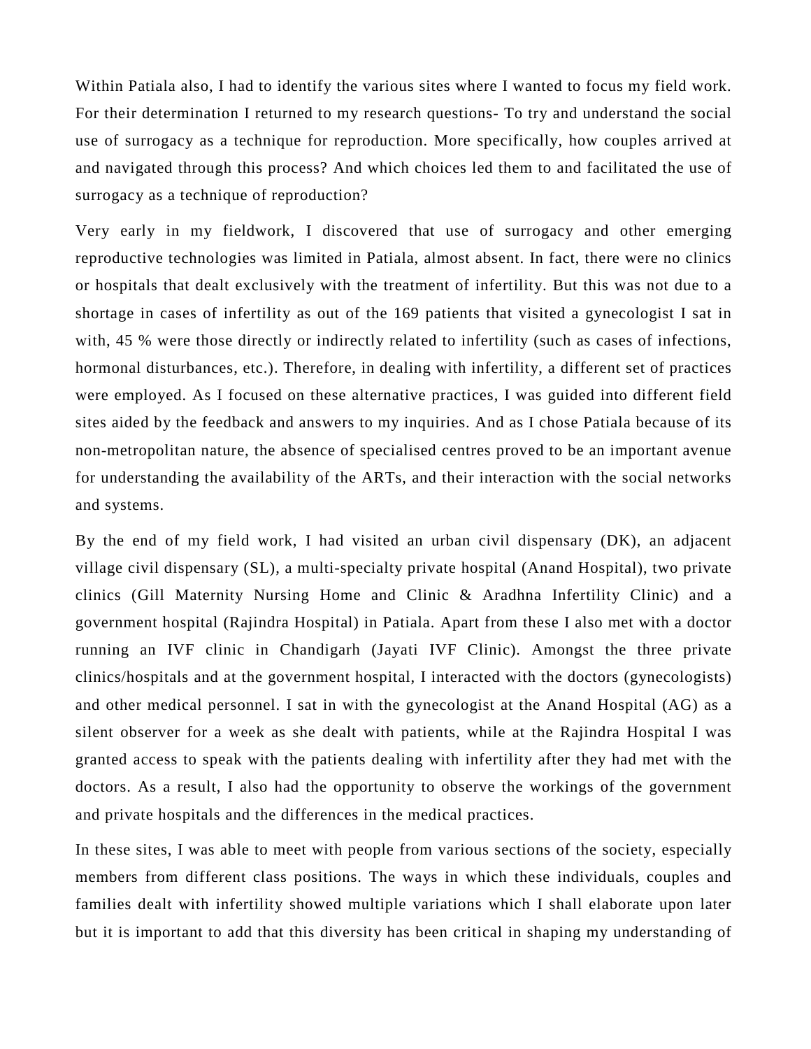Within Patiala also, I had to identify the various sites where I wanted to focus my field work. For their determination I returned to my research questions- To try and understand the social use of surrogacy as a technique for reproduction. More specifically, how couples arrived at and navigated through this process? And which choices led them to and facilitated the use of surrogacy as a technique of reproduction?

Very early in my fieldwork, I discovered that use of surrogacy and other emerging reproductive technologies was limited in Patiala, almost absent. In fact, there were no clinics or hospitals that dealt exclusively with the treatment of infertility. But this was not due to a shortage in cases of infertility as out of the 169 patients that visited a gynecologist I sat in with, 45 % were those directly or indirectly related to infertility (such as cases of infections, hormonal disturbances, etc.). Therefore, in dealing with infertility, a different set of practices were employed. As I focused on these alternative practices, I was guided into different field sites aided by the feedback and answers to my inquiries. And as I chose Patiala because of its non-metropolitan nature, the absence of specialised centres proved to be an important avenue for understanding the availability of the ARTs, and their interaction with the social networks and systems.

By the end of my field work, I had visited an urban civil dispensary (DK), an adjacent village civil dispensary (SL), a multi-specialty private hospital (Anand Hospital), two private clinics (Gill Maternity Nursing Home and Clinic & Aradhna Infertility Clinic) and a government hospital (Rajindra Hospital) in Patiala. Apart from these I also met with a doctor running an IVF clinic in Chandigarh (Jayati IVF Clinic). Amongst the three private clinics/hospitals and at the government hospital, I interacted with the doctors (gynecologists) and other medical personnel. I sat in with the gynecologist at the Anand Hospital (AG) as a silent observer for a week as she dealt with patients, while at the Rajindra Hospital I was granted access to speak with the patients dealing with infertility after they had met with the doctors. As a result, I also had the opportunity to observe the workings of the government and private hospitals and the differences in the medical practices.

In these sites, I was able to meet with people from various sections of the society, especially members from different class positions. The ways in which these individuals, couples and families dealt with infertility showed multiple variations which I shall elaborate upon later but it is important to add that this diversity has been critical in shaping my understanding of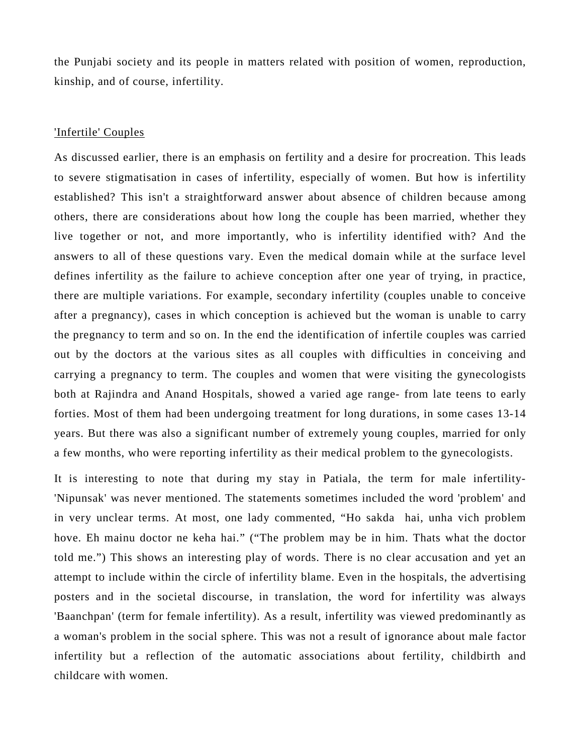the Punjabi society and its people in matters related with position of women, reproduction, kinship, and of course, infertility.

<u>'Infertile' Couples</u>

As discussed earlier, there is an emphasis on fertility and a desire for procreation. This leads to severe stigmatisation in cases of infertility, especially of women. But how is infertility established? This isn't a straightforward answer about absence of children because among others, there are considerations about how long the couple has been married, whether they live together or not, and more importantly, who is infertility identified with? And the answers to all of these questions vary. Even the medical domain while at the surface level defines infertility as the failure to achieve conception after one year of trying, in practice, there are multiple variations. For example, secondary infertility (couples unable to conceive after a pregnancy), cases in which conception is achieved but the woman is unable to carry the pregnancy to term and so on. In the end the identification of infertile couples was carried out by the doctors at the various sites as all couples with difficulties in conceiving and carrying a pregnancy to term. The couples and women that were visiting the gynecologists both at Rajindra and Anand Hospitals, showed a varied age range- from late teens to early forties. Most of them had been undergoing treatment for long durations, in some cases 13-14 years. But there was also a significant number of extremely young couples, married for only a few months, who were reporting infertility as their medical problem to the gynecologists.

It is interesting to note that during my stay in Patiala, the term for male infertility- 'Nipunsak' was never mentioned. The statements sometimes included the word 'problem' and in very unclear terms. At most, one lady commented, “Ho sakda hai, unha vich problem hove. Eh mainu doctor ne keha hai.” (“The problem may be in him. Thats what the doctor told me.”) This shows an interesting play of words. There is no clear accusation and yet an attempt to include within the circle of infertility blame. Even in the hospitals, the advertising posters and in the societal discourse, in translation, the word for infertility was always 'Baanchpan' (term for female infertility). As a result, infertility was viewed predominantly as a woman's problem in the social sphere. This was not a result of ignorance about male factor infertility but a reflection of the automatic associations about fertility, childbirth and childcare with women.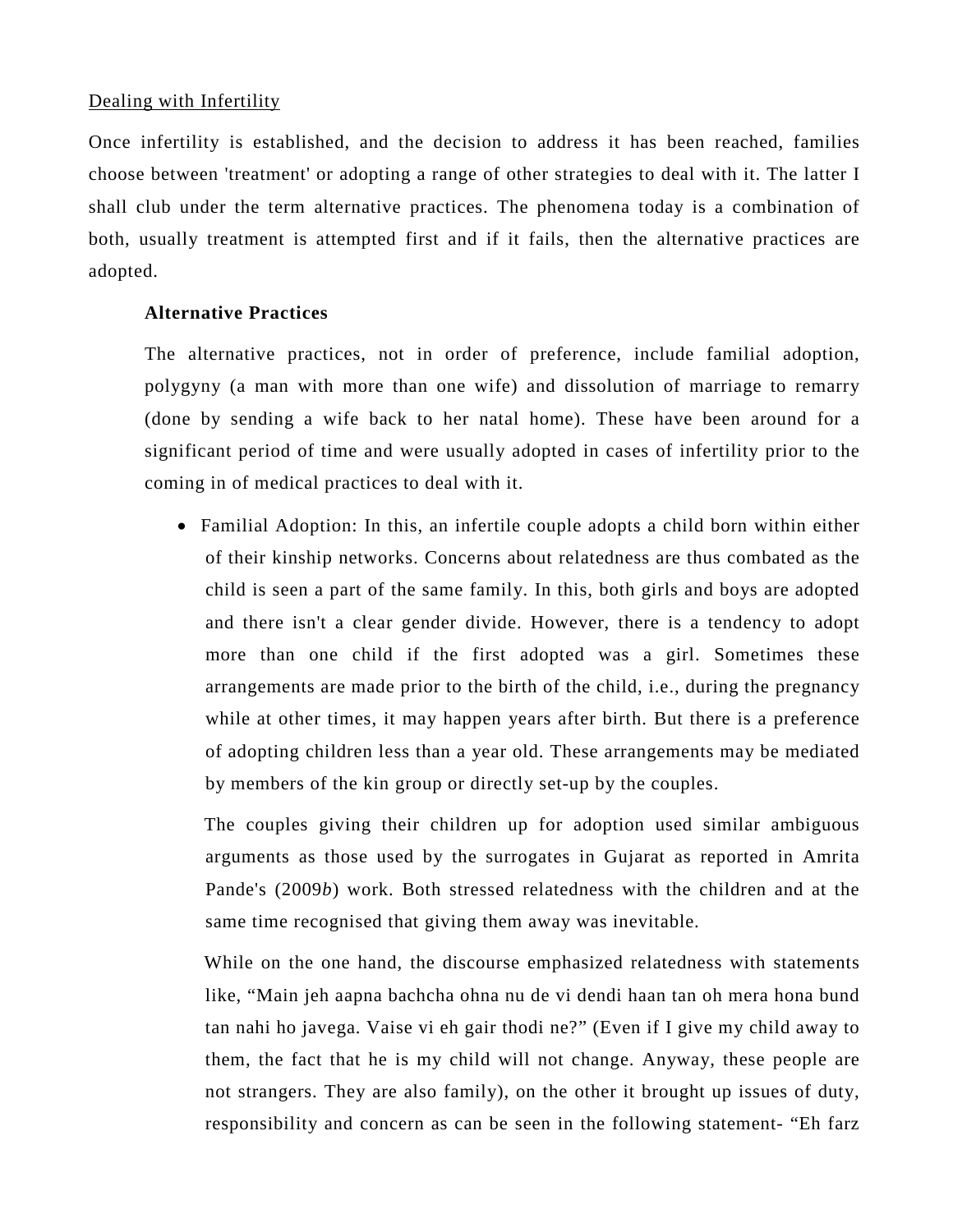<u>Dealing with Infertility</u>

Once infertility is established, and the decision to address it has been reached, families choose between 'treatment' or adopting a range of other strategies to deal with it. The latter I shall club under the term alternative practices. The phenomena today is a combination of both, usually treatment is attempted first and if it fails, then the alternative practices are adopted.

**Alternative Practices**

The alternative practices, not in order of preference, include familial adoption, polygyny (a man with more than one wife) and dissolution of marriage to remarry (done by sending a wife back to her natal home). These have been around for a significant period of time and were usually adopted in cases of infertility prior to the coming in of medical practices to deal with it.

- Familial Adoption: In this, an infertile couple adopts a child born within either of their kinship networks. Concerns about relatedness are thus combated as the child is seen a part of the same family. In this, both girls and boys are adopted and there isn't a clear gender divide. However, there is a tendency to adopt more than one child if the first adopted was a girl. Sometimes these arrangements are made prior to the birth of the child, i.e., during the pregnancy while at other times, it may happen years after birth. But there is a preference of adopting children less than a year old. These arrangements may be mediated by members of the kin group or directly set-up by the couples.

  The couples giving their children up for adoption used similar ambiguous arguments as those used by the surrogates in Gujarat as reported in Amrita Pande's (2009*b*) work. Both stressed relatedness with the children and at the same time recognised that giving them away was inevitable.

  While on the one hand, the discourse emphasized relatedness with statements like, "Main jeh aapna bachcha ohna nu de vi dendi haan tan oh mera hona bund tan nahi ho javega. Vaise vi eh gair thodi ne?" (Even if I give my child away to them, the fact that he is my child will not change. Anyway, these people are not strangers. They are also family), on the other it brought up issues of duty, responsibility and concern as can be seen in the following statement- "Eh farz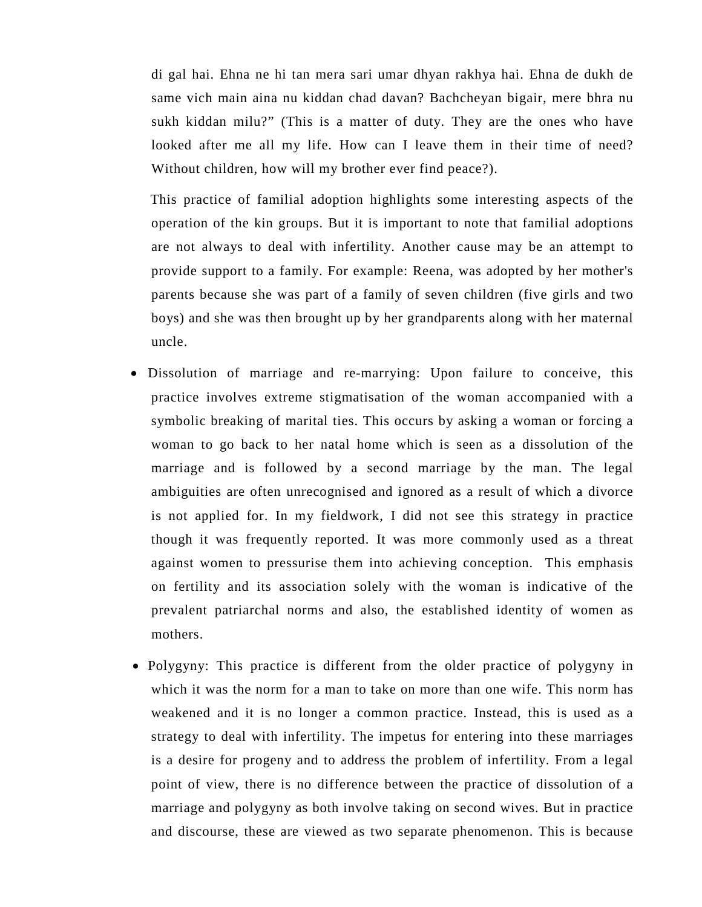di gal hai. Ehna ne hi tan mera sari umar dhyan rakhya hai. Ehna de dukh de same vich main aina nu kiddan chad davan? Bachcheyan bigair, mere bhra nu sukh kiddan milu?" (This is a matter of duty. They are the ones who have looked after me all my life. How can I leave them in their time of need? Without children, how will my brother ever find peace?).

This practice of familial adoption highlights some interesting aspects of the operation of the kin groups. But it is important to note that familial adoptions are not always to deal with infertility. Another cause may be an attempt to provide support to a family. For example: Reena, was adopted by her mother's parents because she was part of a family of seven children (five girls and two boys) and she was then brought up by her grandparents along with her maternal uncle.

- Dissolution of marriage and re-marrying: Upon failure to conceive, this practice involves extreme stigmatisation of the woman accompanied with a symbolic breaking of marital ties. This occurs by asking a woman or forcing a woman to go back to her natal home which is seen as a dissolution of the marriage and is followed by a second marriage by the man. The legal ambiguities are often unrecognised and ignored as a result of which a divorce is not applied for. In my fieldwork, I did not see this strategy in practice though it was frequently reported. It was more commonly used as a threat against women to pressurise them into achieving conception. This emphasis on fertility and its association solely with the woman is indicative of the prevalent patriarchal norms and also, the established identity of women as mothers.
- Polygyny: This practice is different from the older practice of polygyny in which it was the norm for a man to take on more than one wife. This norm has weakened and it is no longer a common practice. Instead, this is used as a strategy to deal with infertility. The impetus for entering into these marriages is a desire for progeny and to address the problem of infertility. From a legal point of view, there is no difference between the practice of dissolution of a marriage and polygyny as both involve taking on second wives. But in practice and discourse, these are viewed as two separate phenomenon. This is because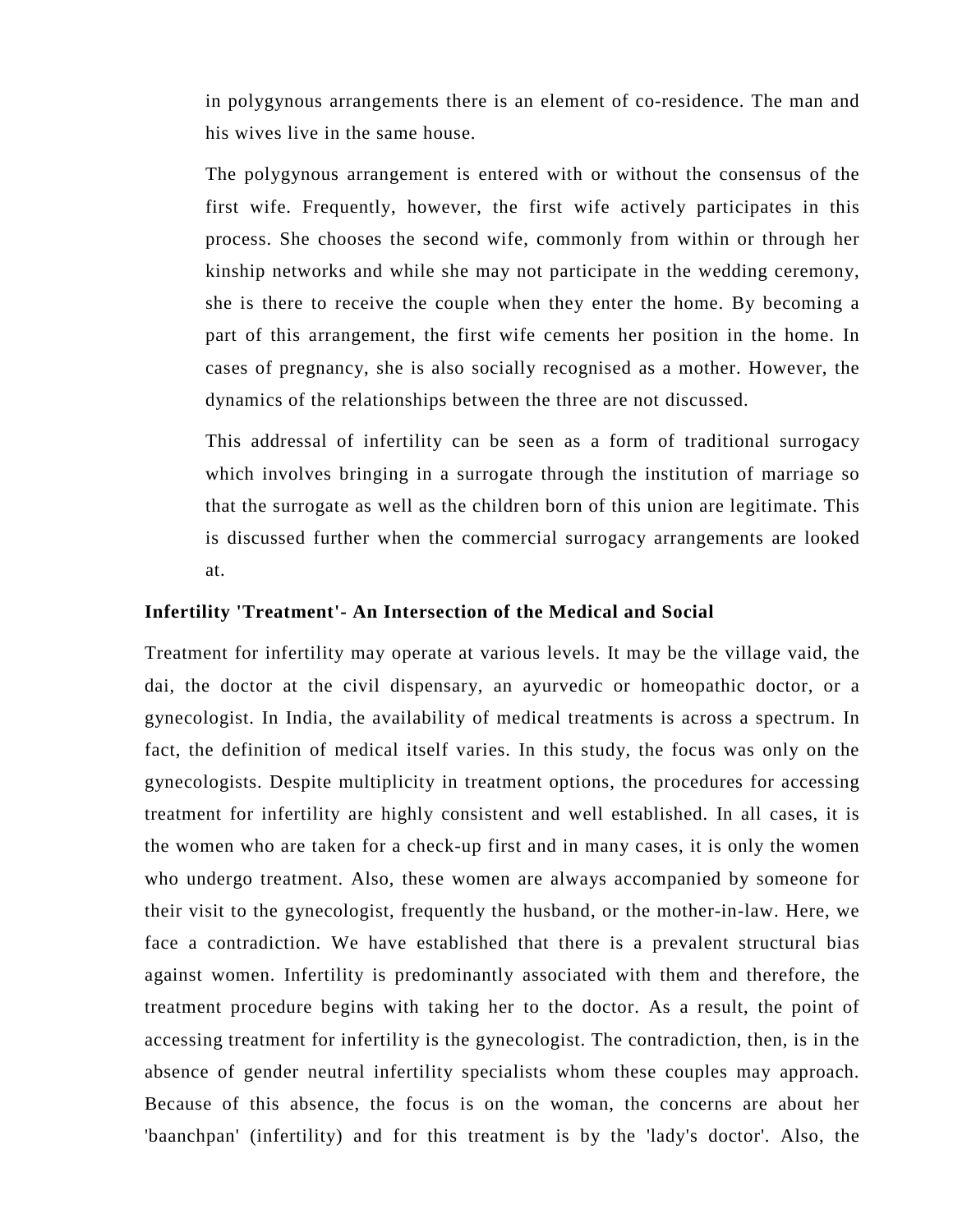in polygynous arrangements there is an element of co-residence. The man and his wives live in the same house.

The polygynous arrangement is entered with or without the consensus of the first wife. Frequently, however, the first wife actively participates in this process. She chooses the second wife, commonly from within or through her kinship networks and while she may not participate in the wedding ceremony, she is there to receive the couple when they enter the home. By becoming a part of this arrangement, the first wife cements her position in the home. In cases of pregnancy, she is also socially recognised as a mother. However, the dynamics of the relationships between the three are not discussed.

This addressal of infertility can be seen as a form of traditional surrogacy which involves bringing in a surrogate through the institution of marriage so that the surrogate as well as the children born of this union are legitimate. This is discussed further when the commercial surrogacy arrangements are looked at.

**Infertility 'Treatment'- An Intersection of the Medical and Social**

Treatment for infertility may operate at various levels. It may be the village vaid, the dai, the doctor at the civil dispensary, an ayurvedic or homeopathic doctor, or a gynecologist. In India, the availability of medical treatments is across a spectrum. In fact, the definition of medical itself varies. In this study, the focus was only on the gynecologists. Despite multiplicity in treatment options, the procedures for accessing treatment for infertility are highly consistent and well established. In all cases, it is the women who are taken for a check-up first and in many cases, it is only the women who undergo treatment. Also, these women are always accompanied by someone for their visit to the gynecologist, frequently the husband, or the mother-in-law. Here, we face a contradiction. We have established that there is a prevalent structural bias against women. Infertility is predominantly associated with them and therefore, the treatment procedure begins with taking her to the doctor. As a result, the point of accessing treatment for infertility is the gynecologist. The contradiction, then, is in the absence of gender neutral infertility specialists whom these couples may approach. Because of this absence, the focus is on the woman, the concerns are about her 'baanchpan' (infertility) and for this treatment is by the 'lady's doctor'. Also, the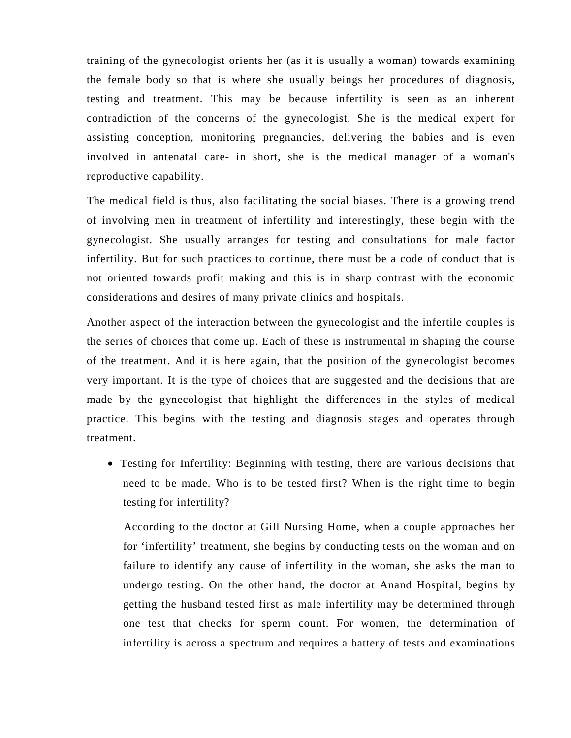training of the gynecologist orients her (as it is usually a woman) towards examining the female body so that is where she usually beings her procedures of diagnosis, testing and treatment. This may be because infertility is seen as an inherent contradiction of the concerns of the gynecologist. She is the medical expert for assisting conception, monitoring pregnancies, delivering the babies and is even involved in antenatal care- in short, she is the medical manager of a woman's reproductive capability.

The medical field is thus, also facilitating the social biases. There is a growing trend of involving men in treatment of infertility and interestingly, these begin with the gynecologist. She usually arranges for testing and consultations for male factor infertility. But for such practices to continue, there must be a code of conduct that is not oriented towards profit making and this is in sharp contrast with the economic considerations and desires of many private clinics and hospitals.

Another aspect of the interaction between the gynecologist and the infertile couples is the series of choices that come up. Each of these is instrumental in shaping the course of the treatment. And it is here again, that the position of the gynecologist becomes very important. It is the type of choices that are suggested and the decisions that are made by the gynecologist that highlight the differences in the styles of medical practice. This begins with the testing and diagnosis stages and operates through treatment.

- Testing for Infertility: Beginning with testing, there are various decisions that need to be made. Who is to be tested first? When is the right time to begin testing for infertility?

  According to the doctor at Gill Nursing Home, when a couple approaches her for ‘infertility’ treatment, she begins by conducting tests on the woman and on failure to identify any cause of infertility in the woman, she asks the man to undergo testing. On the other hand, the doctor at Anand Hospital, begins by getting the husband tested first as male infertility may be determined through one test that checks for sperm count. For women, the determination of infertility is across a spectrum and requires a battery of tests and examinations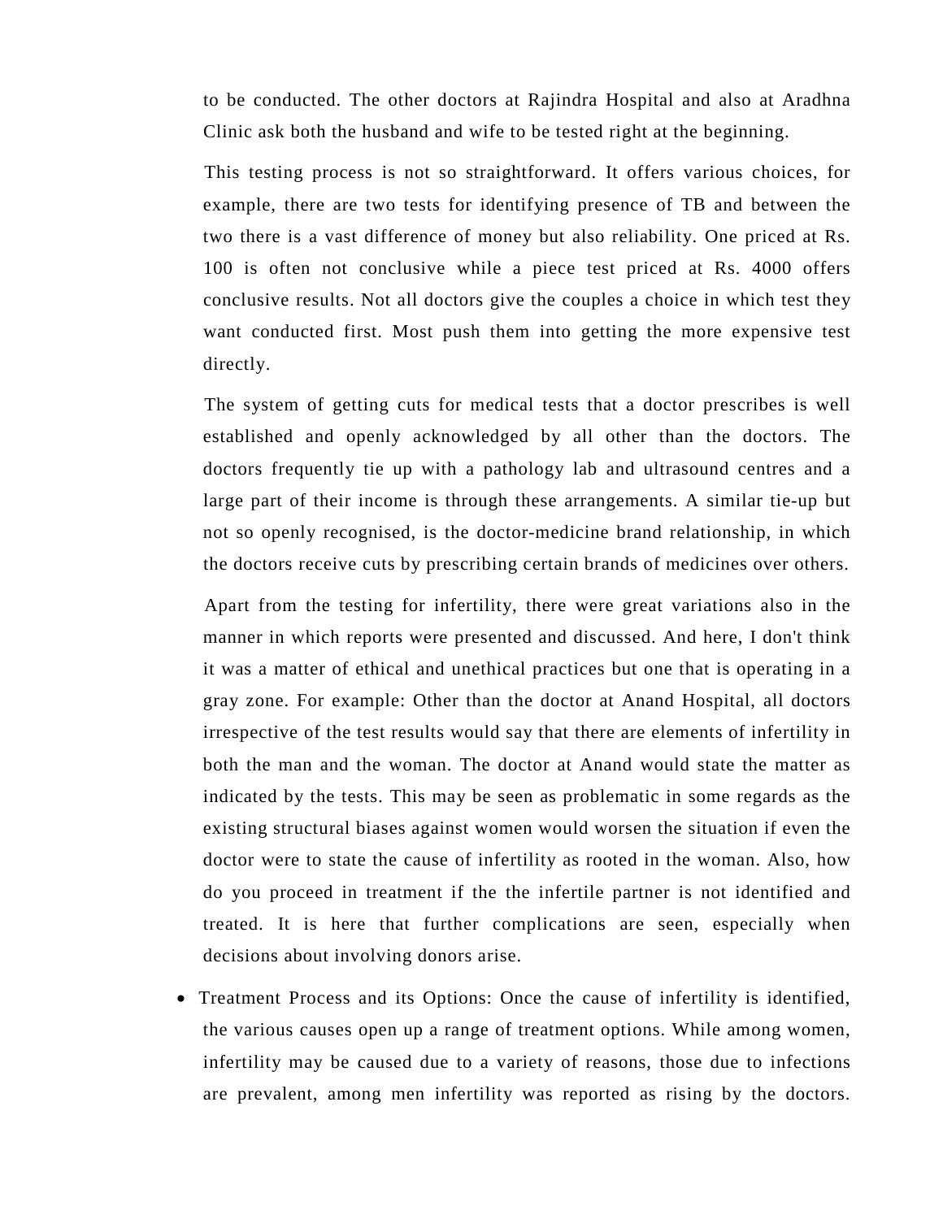to be conducted. The other doctors at Rajindra Hospital and also at Aradhna Clinic ask both the husband and wife to be tested right at the beginning.

This testing process is not so straightforward. It offers various choices, for example, there are two tests for identifying presence of TB and between the two there is a vast difference of money but also reliability. One priced at Rs. 100 is often not conclusive while a piece test priced at Rs. 4000 offers conclusive results. Not all doctors give the couples a choice in which test they want conducted first. Most push them into getting the more expensive test directly.

The system of getting cuts for medical tests that a doctor prescribes is well established and openly acknowledged by all other than the doctors. The doctors frequently tie up with a pathology lab and ultrasound centres and a large part of their income is through these arrangements. A similar tie-up but not so openly recognised, is the doctor-medicine brand relationship, in which the doctors receive cuts by prescribing certain brands of medicines over others.

Apart from the testing for infertility, there were great variations also in the manner in which reports were presented and discussed. And here, I don't think it was a matter of ethical and unethical practices but one that is operating in a gray zone. For example: Other than the doctor at Anand Hospital, all doctors irrespective of the test results would say that there are elements of infertility in both the man and the woman. The doctor at Anand would state the matter as indicated by the tests. This may be seen as problematic in some regards as the existing structural biases against women would worsen the situation if even the doctor were to state the cause of infertility as rooted in the woman. Also, how do you proceed in treatment if the the infertile partner is not identified and treated. It is here that further complications are seen, especially when decisions about involving donors arise.

- Treatment Process and its Options: Once the cause of infertility is identified, the various causes open up a range of treatment options. While among women, infertility may be caused due to a variety of reasons, those due to infections are prevalent, among men infertility was reported as rising by the doctors.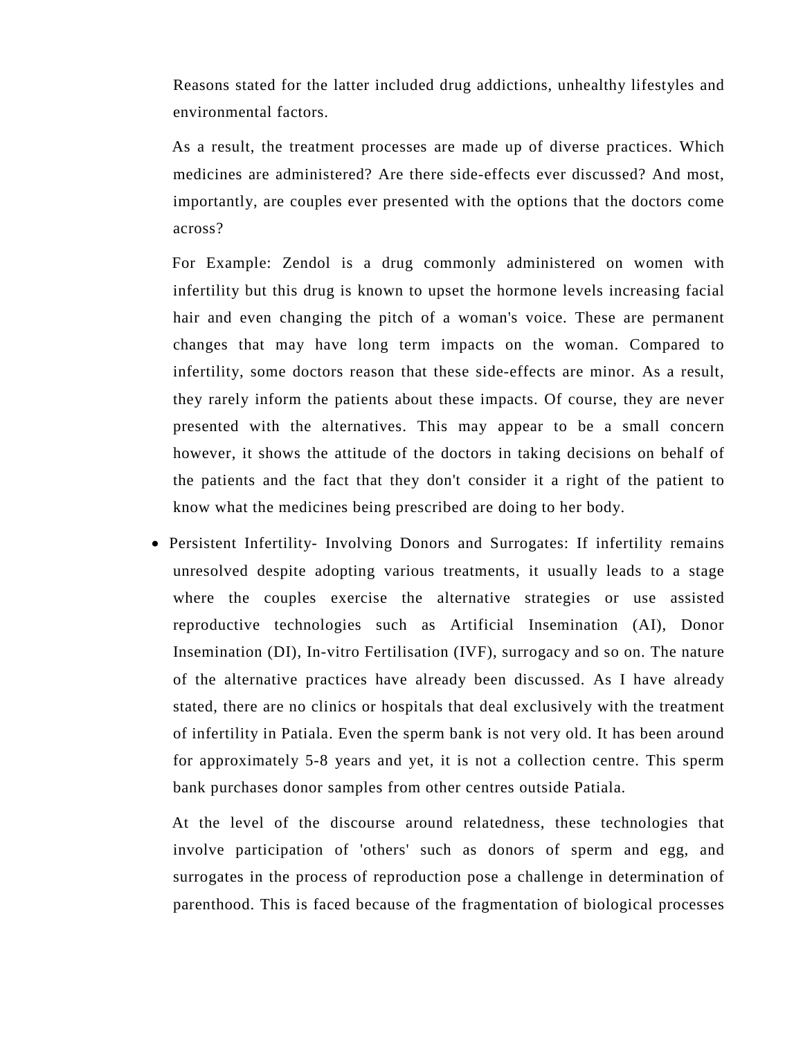Reasons stated for the latter included drug addictions, unhealthy lifestyles and environmental factors.

As a result, the treatment processes are made up of diverse practices. Which medicines are administered? Are there side-effects ever discussed? And most, importantly, are couples ever presented with the options that the doctors come across?

For Example: Zendol is a drug commonly administered on women with infertility but this drug is known to upset the hormone levels increasing facial hair and even changing the pitch of a woman's voice. These are permanent changes that may have long term impacts on the woman. Compared to infertility, some doctors reason that these side-effects are minor. As a result, they rarely inform the patients about these impacts. Of course, they are never presented with the alternatives. This may appear to be a small concern however, it shows the attitude of the doctors in taking decisions on behalf of the patients and the fact that they don't consider it a right of the patient to know what the medicines being prescribed are doing to her body.

- Persistent Infertility- Involving Donors and Surrogates: If infertility remains unresolved despite adopting various treatments, it usually leads to a stage where the couples exercise the alternative strategies or use assisted reproductive technologies such as Artificial Insemination (AI), Donor Insemination (DI), In-vitro Fertilisation (IVF), surrogacy and so on. The nature of the alternative practices have already been discussed. As I have already stated, there are no clinics or hospitals that deal exclusively with the treatment of infertility in Patiala. Even the sperm bank is not very old. It has been around for approximately 5-8 years and yet, it is not a collection centre. This sperm bank purchases donor samples from other centres outside Patiala.

  At the level of the discourse around relatedness, these technologies that involve participation of 'others' such as donors of sperm and egg, and surrogates in the process of reproduction pose a challenge in determination of parenthood. This is faced because of the fragmentation of biological processes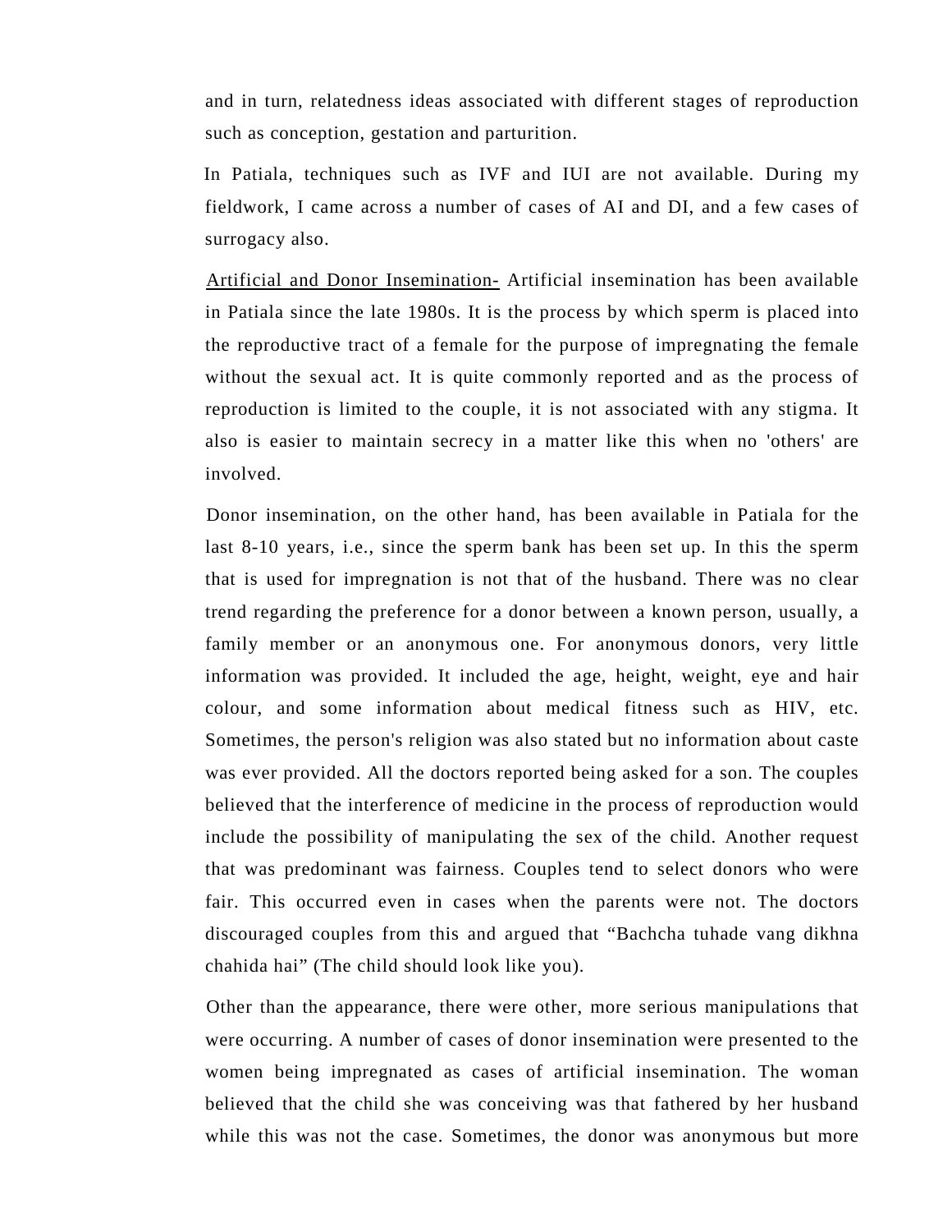and in turn, relatedness ideas associated with different stages of reproduction such as conception, gestation and parturition.

In Patiala, techniques such as IVF and IUI are not available. During my fieldwork, I came across a number of cases of AI and DI, and a few cases of surrogacy also.

<u>Artificial and Donor Insemination-</u> Artificial insemination has been available in Patiala since the late 1980s. It is the process by which sperm is placed into the reproductive tract of a female for the purpose of impregnating the female without the sexual act. It is quite commonly reported and as the process of reproduction is limited to the couple, it is not associated with any stigma. It also is easier to maintain secrecy in a matter like this when no 'others' are involved.

Donor insemination, on the other hand, has been available in Patiala for the last 8-10 years, i.e., since the sperm bank has been set up. In this the sperm that is used for impregnation is not that of the husband. There was no clear trend regarding the preference for a donor between a known person, usually, a family member or an anonymous one. For anonymous donors, very little information was provided. It included the age, height, weight, eye and hair colour, and some information about medical fitness such as HIV, etc. Sometimes, the person's religion was also stated but no information about caste was ever provided. All the doctors reported being asked for a son. The couples believed that the interference of medicine in the process of reproduction would include the possibility of manipulating the sex of the child. Another request that was predominant was fairness. Couples tend to select donors who were fair. This occurred even in cases when the parents were not. The doctors discouraged couples from this and argued that "Bachcha tuhade vang dikhna chahida hai" (The child should look like you).

Other than the appearance, there were other, more serious manipulations that were occurring. A number of cases of donor insemination were presented to the women being impregnated as cases of artificial insemination. The woman believed that the child she was conceiving was that fathered by her husband while this was not the case. Sometimes, the donor was anonymous but more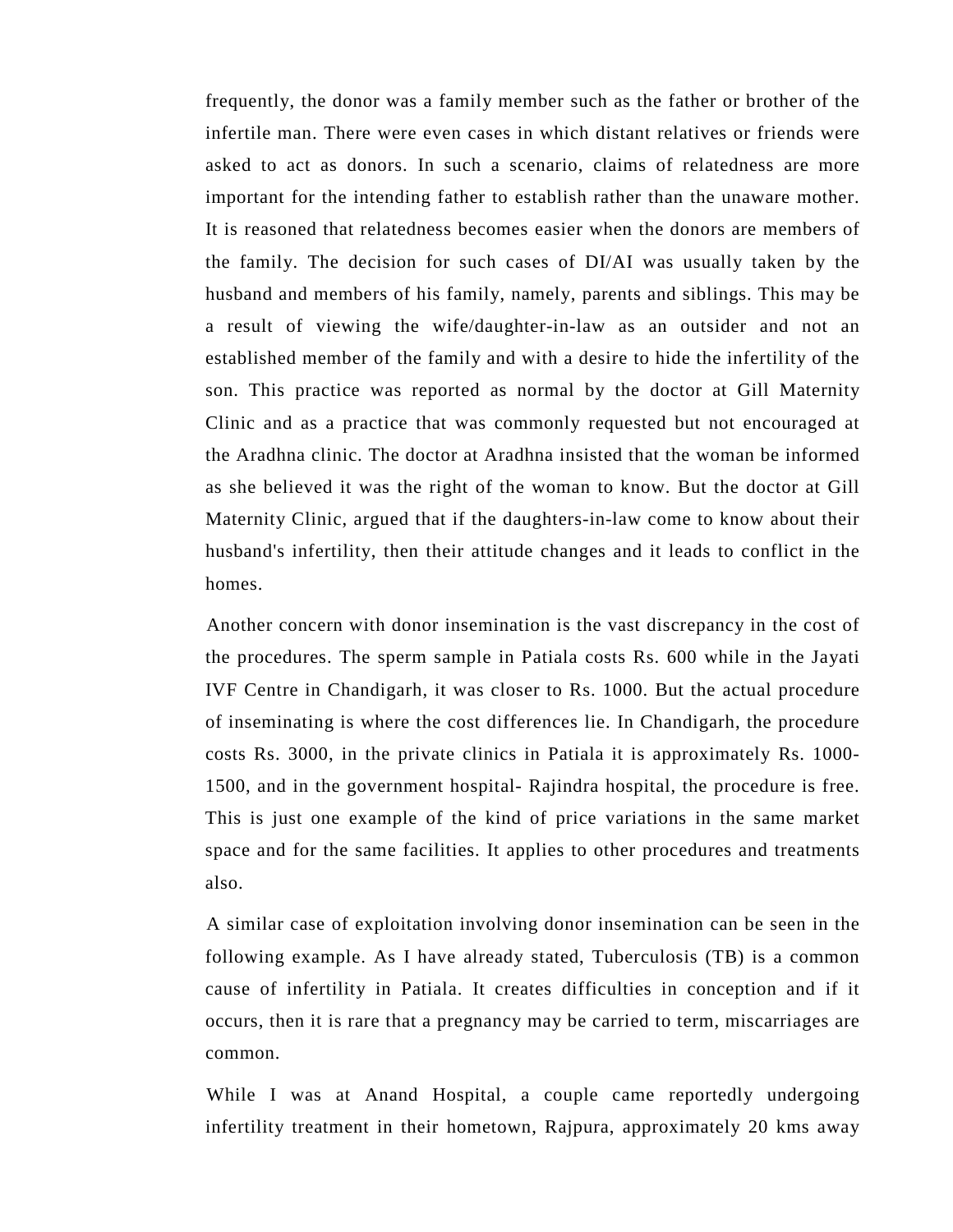frequently, the donor was a family member such as the father or brother of the infertile man. There were even cases in which distant relatives or friends were asked to act as donors. In such a scenario, claims of relatedness are more important for the intending father to establish rather than the unaware mother. It is reasoned that relatedness becomes easier when the donors are members of the family. The decision for such cases of DI/AI was usually taken by the husband and members of his family, namely, parents and siblings. This may be a result of viewing the wife/daughter-in-law as an outsider and not an established member of the family and with a desire to hide the infertility of the son. This practice was reported as normal by the doctor at Gill Maternity Clinic and as a practice that was commonly requested but not encouraged at the Aradhna clinic. The doctor at Aradhna insisted that the woman be informed as she believed it was the right of the woman to know. But the doctor at Gill Maternity Clinic, argued that if the daughters-in-law come to know about their husband's infertility, then their attitude changes and it leads to conflict in the homes.

Another concern with donor insemination is the vast discrepancy in the cost of the procedures. The sperm sample in Patiala costs Rs. 600 while in the Jayati IVF Centre in Chandigarh, it was closer to Rs. 1000. But the actual procedure of inseminating is where the cost differences lie. In Chandigarh, the procedure costs Rs. 3000, in the private clinics in Patiala it is approximately Rs. 1000-1500, and in the government hospital- Rajindra hospital, the procedure is free. This is just one example of the kind of price variations in the same market space and for the same facilities. It applies to other procedures and treatments also.

A similar case of exploitation involving donor insemination can be seen in the following example. As I have already stated, Tuberculosis (TB) is a common cause of infertility in Patiala. It creates difficulties in conception and if it occurs, then it is rare that a pregnancy may be carried to term, miscarriages are common.

While I was at Anand Hospital, a couple came reportedly undergoing infertility treatment in their hometown, Rajpura, approximately 20 kms away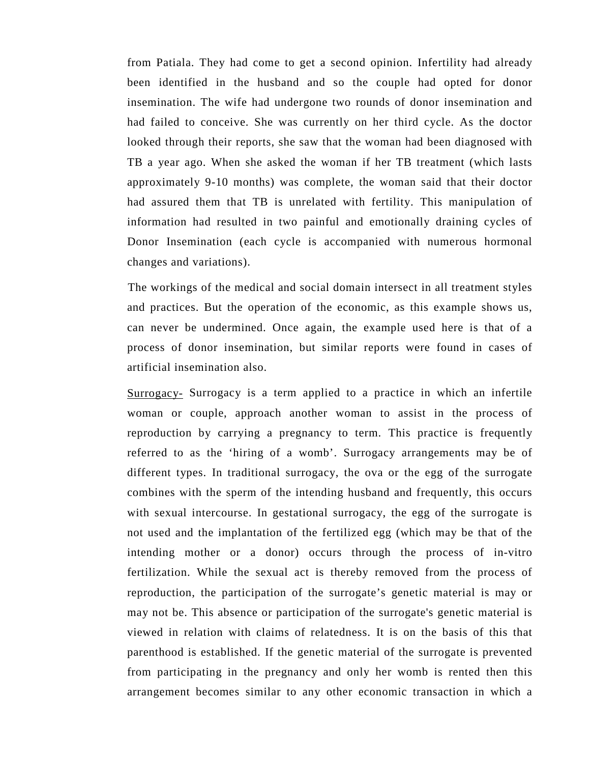from Patiala. They had come to get a second opinion. Infertility had already been identified in the husband and so the couple had opted for donor insemination. The wife had undergone two rounds of donor insemination and had failed to conceive. She was currently on her third cycle. As the doctor looked through their reports, she saw that the woman had been diagnosed with TB a year ago. When she asked the woman if her TB treatment (which lasts approximately 9-10 months) was complete, the woman said that their doctor had assured them that TB is unrelated with fertility. This manipulation of information had resulted in two painful and emotionally draining cycles of Donor Insemination (each cycle is accompanied with numerous hormonal changes and variations).

The workings of the medical and social domain intersect in all treatment styles and practices. But the operation of the economic, as this example shows us, can never be undermined. Once again, the example used here is that of a process of donor insemination, but similar reports were found in cases of artificial insemination also.

<u>Surrogacy-</u> Surrogacy is a term applied to a practice in which an infertile woman or couple, approach another woman to assist in the process of reproduction by carrying a pregnancy to term. This practice is frequently referred to as the 'hiring of a womb'. Surrogacy arrangements may be of different types. In traditional surrogacy, the ova or the egg of the surrogate combines with the sperm of the intending husband and frequently, this occurs with sexual intercourse. In gestational surrogacy, the egg of the surrogate is not used and the implantation of the fertilized egg (which may be that of the intending mother or a donor) occurs through the process of in-vitro fertilization. While the sexual act is thereby removed from the process of reproduction, the participation of the surrogate's genetic material is may or may not be. This absence or participation of the surrogate's genetic material is viewed in relation with claims of relatedness. It is on the basis of this that parenthood is established. If the genetic material of the surrogate is prevented from participating in the pregnancy and only her womb is rented then this arrangement becomes similar to any other economic transaction in which a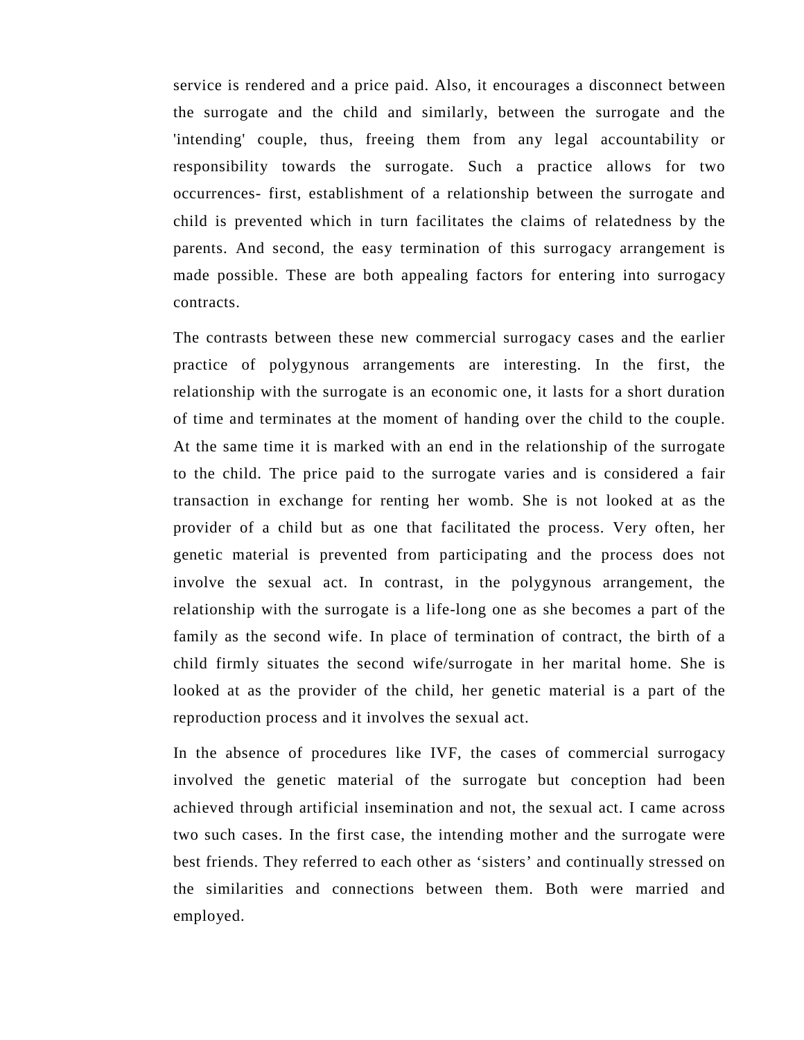service is rendered and a price paid. Also, it encourages a disconnect between the surrogate and the child and similarly, between the surrogate and the 'intending' couple, thus, freeing them from any legal accountability or responsibility towards the surrogate. Such a practice allows for two occurrences- first, establishment of a relationship between the surrogate and child is prevented which in turn facilitates the claims of relatedness by the parents. And second, the easy termination of this surrogacy arrangement is made possible. These are both appealing factors for entering into surrogacy contracts.

The contrasts between these new commercial surrogacy cases and the earlier practice of polygynous arrangements are interesting. In the first, the relationship with the surrogate is an economic one, it lasts for a short duration of time and terminates at the moment of handing over the child to the couple. At the same time it is marked with an end in the relationship of the surrogate to the child. The price paid to the surrogate varies and is considered a fair transaction in exchange for renting her womb. She is not looked at as the provider of a child but as one that facilitated the process. Very often, her genetic material is prevented from participating and the process does not involve the sexual act. In contrast, in the polygynous arrangement, the relationship with the surrogate is a life-long one as she becomes a part of the family as the second wife. In place of termination of contract, the birth of a child firmly situates the second wife/surrogate in her marital home. She is looked at as the provider of the child, her genetic material is a part of the reproduction process and it involves the sexual act.

In the absence of procedures like IVF, the cases of commercial surrogacy involved the genetic material of the surrogate but conception had been achieved through artificial insemination and not, the sexual act. I came across two such cases. In the first case, the intending mother and the surrogate were best friends. They referred to each other as ‘sisters’ and continually stressed on the similarities and connections between them. Both were married and employed.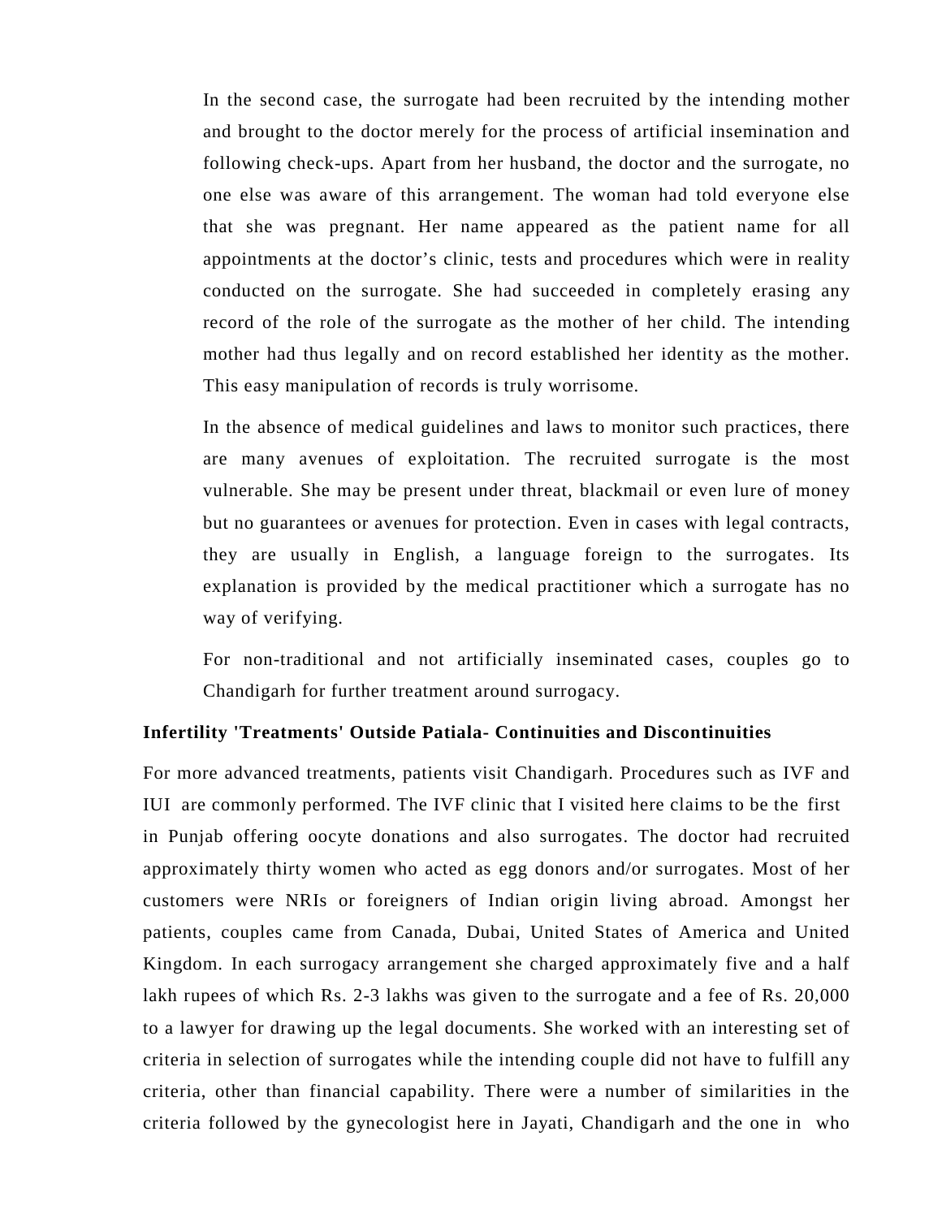In the second case, the surrogate had been recruited by the intending mother and brought to the doctor merely for the process of artificial insemination and following check-ups. Apart from her husband, the doctor and the surrogate, no one else was aware of this arrangement. The woman had told everyone else that she was pregnant. Her name appeared as the patient name for all appointments at the doctor's clinic, tests and procedures which were in reality conducted on the surrogate. She had succeeded in completely erasing any record of the role of the surrogate as the mother of her child. The intending mother had thus legally and on record established her identity as the mother. This easy manipulation of records is truly worrisome.

In the absence of medical guidelines and laws to monitor such practices, there are many avenues of exploitation. The recruited surrogate is the most vulnerable. She may be present under threat, blackmail or even lure of money but no guarantees or avenues for protection. Even in cases with legal contracts, they are usually in English, a language foreign to the surrogates. Its explanation is provided by the medical practitioner which a surrogate has no way of verifying.

For non-traditional and not artificially inseminated cases, couples go to Chandigarh for further treatment around surrogacy.

**Infertility 'Treatments' Outside Patiala- Continuities and Discontinuities**

For more advanced treatments, patients visit Chandigarh. Procedures such as IVF and IUI are commonly performed. The IVF clinic that I visited here claims to be the first in Punjab offering oocyte donations and also surrogates. The doctor had recruited approximately thirty women who acted as egg donors and/or surrogates. Most of her customers were NRIs or foreigners of Indian origin living abroad. Amongst her patients, couples came from Canada, Dubai, United States of America and United Kingdom. In each surrogacy arrangement she charged approximately five and a half lakh rupees of which Rs. 2-3 lakhs was given to the surrogate and a fee of Rs. 20,000 to a lawyer for drawing up the legal documents. She worked with an interesting set of criteria in selection of surrogates while the intending couple did not have to fulfill any criteria, other than financial capability. There were a number of similarities in the criteria followed by the gynecologist here in Jayati, Chandigarh and the one in who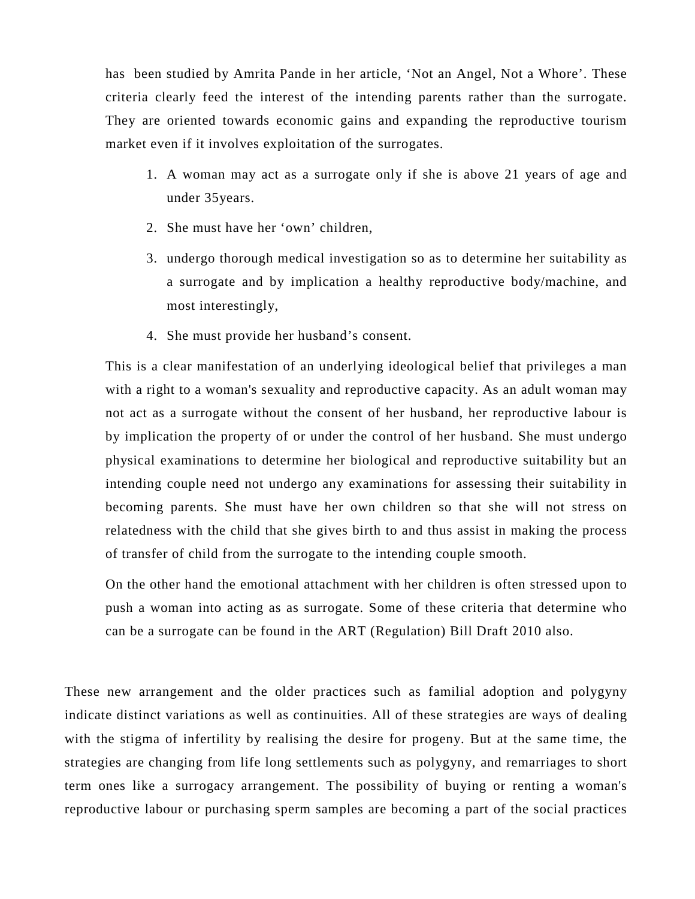has been studied by Amrita Pande in her article, 'Not an Angel, Not a Whore'. These criteria clearly feed the interest of the intending parents rather than the surrogate. They are oriented towards economic gains and expanding the reproductive tourism market even if it involves exploitation of the surrogates.

1. A woman may act as a surrogate only if she is above 21 years of age and under 35years.
2. She must have her 'own' children,
3. undergo thorough medical investigation so as to determine her suitability as a surrogate and by implication a healthy reproductive body/machine, and most interestingly,
4. She must provide her husband's consent.

This is a clear manifestation of an underlying ideological belief that privileges a man with a right to a woman's sexuality and reproductive capacity. As an adult woman may not act as a surrogate without the consent of her husband, her reproductive labour is by implication the property of or under the control of her husband. She must undergo physical examinations to determine her biological and reproductive suitability but an intending couple need not undergo any examinations for assessing their suitability in becoming parents. She must have her own children so that she will not stress on relatedness with the child that she gives birth to and thus assist in making the process of transfer of child from the surrogate to the intending couple smooth.

On the other hand the emotional attachment with her children is often stressed upon to push a woman into acting as as surrogate. Some of these criteria that determine who can be a surrogate can be found in the ART (Regulation) Bill Draft 2010 also.

These new arrangement and the older practices such as familial adoption and polygyny indicate distinct variations as well as continuities. All of these strategies are ways of dealing with the stigma of infertility by realising the desire for progeny. But at the same time, the strategies are changing from life long settlements such as polygyny, and remarriages to short term ones like a surrogacy arrangement. The possibility of buying or renting a woman's reproductive labour or purchasing sperm samples are becoming a part of the social practices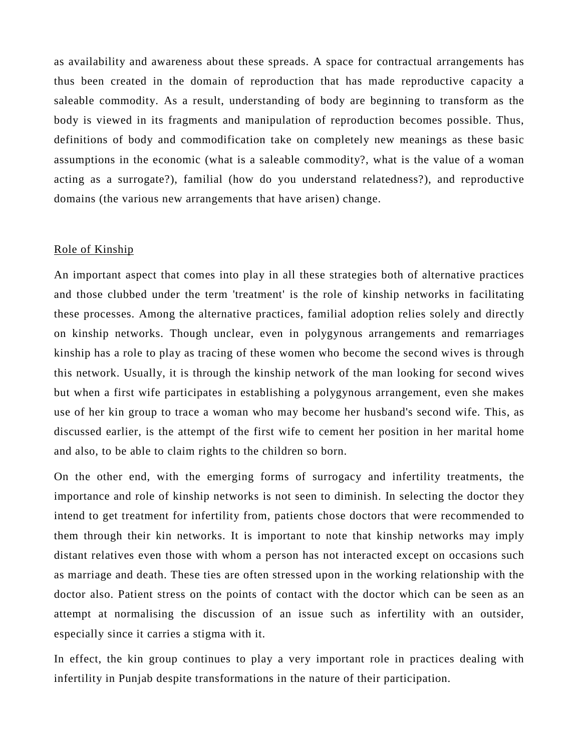as availability and awareness about these spreads. A space for contractual arrangements has thus been created in the domain of reproduction that has made reproductive capacity a saleable commodity. As a result, understanding of body are beginning to transform as the body is viewed in its fragments and manipulation of reproduction becomes possible. Thus, definitions of body and commodification take on completely new meanings as these basic assumptions in the economic (what is a saleable commodity?, what is the value of a woman acting as a surrogate?), familial (how do you understand relatedness?), and reproductive domains (the various new arrangements that have arisen) change.

## Role of Kinship

An important aspect that comes into play in all these strategies both of alternative practices and those clubbed under the term 'treatment' is the role of kinship networks in facilitating these processes. Among the alternative practices, familial adoption relies solely and directly on kinship networks. Though unclear, even in polygynous arrangements and remarriages kinship has a role to play as tracing of these women who become the second wives is through this network. Usually, it is through the kinship network of the man looking for second wives but when a first wife participates in establishing a polygynous arrangement, even she makes use of her kin group to trace a woman who may become her husband's second wife. This, as discussed earlier, is the attempt of the first wife to cement her position in her marital home and also, to be able to claim rights to the children so born.

On the other end, with the emerging forms of surrogacy and infertility treatments, the importance and role of kinship networks is not seen to diminish. In selecting the doctor they intend to get treatment for infertility from, patients chose doctors that were recommended to them through their kin networks. It is important to note that kinship networks may imply distant relatives even those with whom a person has not interacted except on occasions such as marriage and death. These ties are often stressed upon in the working relationship with the doctor also. Patient stress on the points of contact with the doctor which can be seen as an attempt at normalising the discussion of an issue such as infertility with an outsider, especially since it carries a stigma with it.

In effect, the kin group continues to play a very important role in practices dealing with infertility in Punjab despite transformations in the nature of their participation.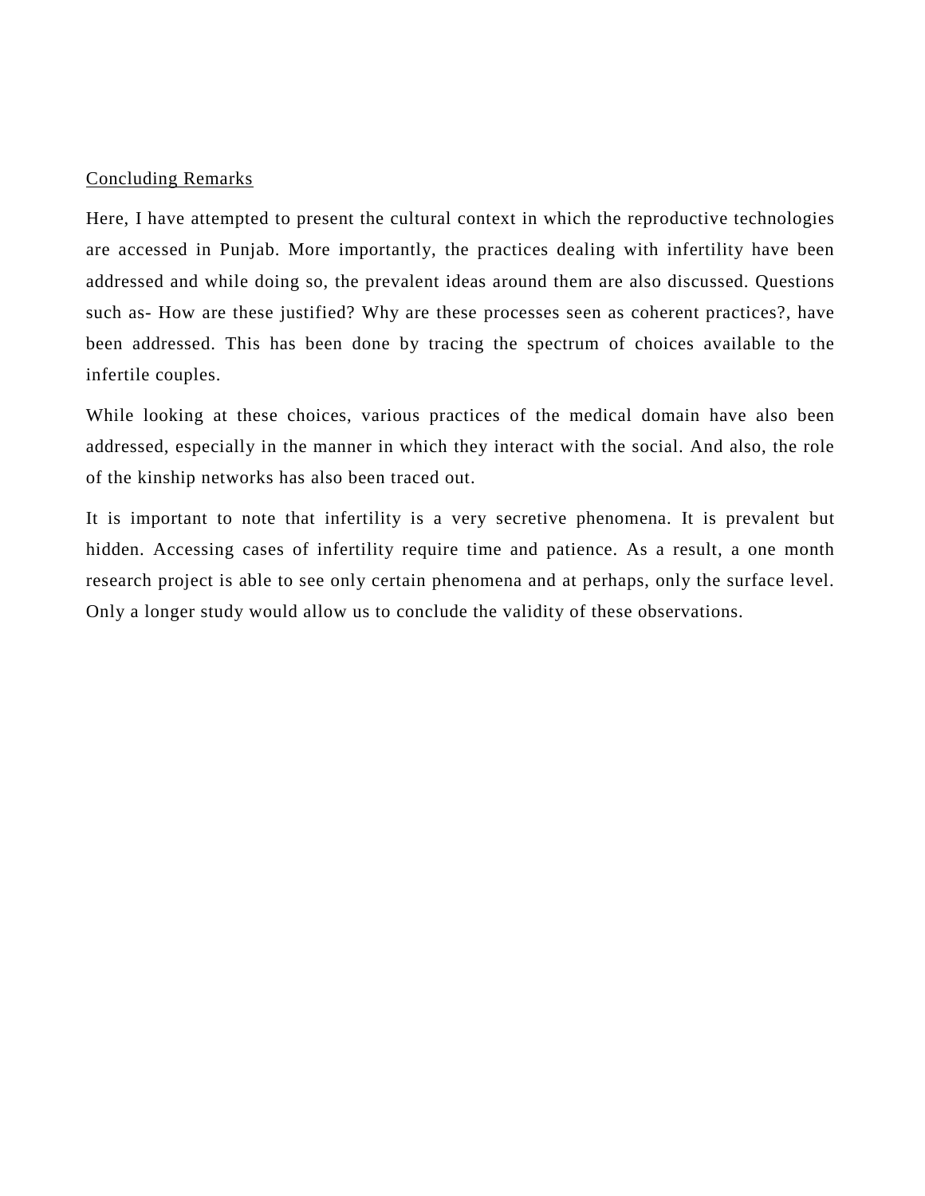## Concluding Remarks

Here, I have attempted to present the cultural context in which the reproductive technologies are accessed in Punjab. More importantly, the practices dealing with infertility have been addressed and while doing so, the prevalent ideas around them are also discussed. Questions such as- How are these justified? Why are these processes seen as coherent practices?, have been addressed. This has been done by tracing the spectrum of choices available to the infertile couples.

While looking at these choices, various practices of the medical domain have also been addressed, especially in the manner in which they interact with the social. And also, the role of the kinship networks has also been traced out.

It is important to note that infertility is a very secretive phenomena. It is prevalent but hidden. Accessing cases of infertility require time and patience. As a result, a one month research project is able to see only certain phenomena and at perhaps, only the surface level. Only a longer study would allow us to conclude the validity of these observations.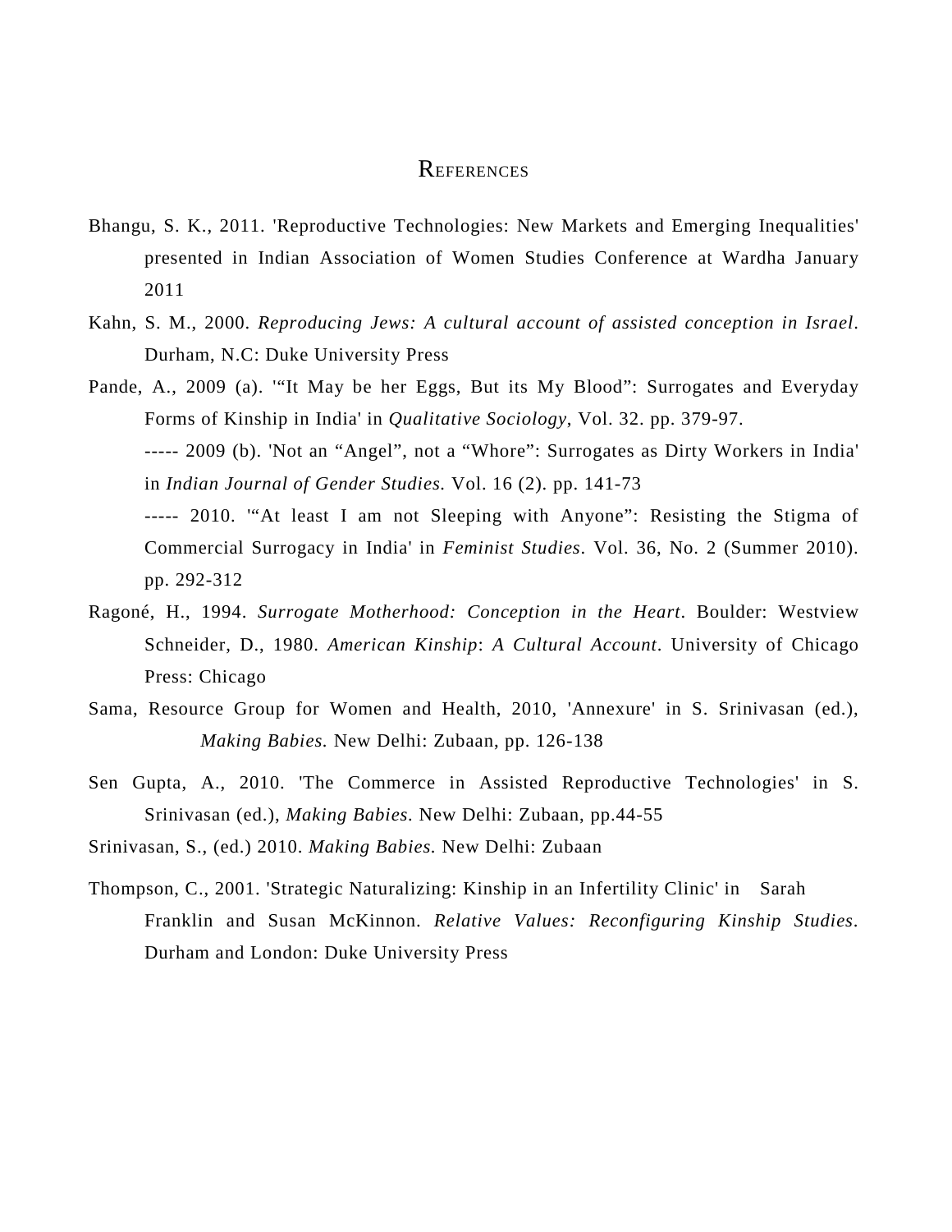# References

Bhangu, S. K., 2011. 'Reproductive Technologies: New Markets and Emerging Inequalities' presented in Indian Association of Women Studies Conference at Wardha January 2011

Kahn, S. M., 2000. *Reproducing Jews: A cultural account of assisted conception in Israel*. Durham, N.C: Duke University Press

Pande, A., 2009 (a). '"It May be her Eggs, But its My Blood": Surrogates and Everyday Forms of Kinship in India' in *Qualitative Sociology*, Vol. 32. pp. 379-97.

----- 2009 (b). 'Not an "Angel", not a "Whore": Surrogates as Dirty Workers in India' in *Indian Journal of Gender Studies.* Vol. 16 (2). pp. 141-73

----- 2010. '"At least I am not Sleeping with Anyone": Resisting the Stigma of Commercial Surrogacy in India' in *Feminist Studies*. Vol. 36, No. 2 (Summer 2010). pp. 292-312

Ragoné, H., 1994. *Surrogate Motherhood: Conception in the Heart*. Boulder: Westview

Schneider, D., 1980. *American Kinship*: *A Cultural Account*. University of Chicago Press: Chicago

Sama, Resource Group for Women and Health, 2010, 'Annexure' in S. Srinivasan (ed.), *Making Babies.* New Delhi: Zubaan, pp. 126-138

Sen Gupta, A., 2010. 'The Commerce in Assisted Reproductive Technologies' in S. Srinivasan (ed.), *Making Babies.* New Delhi: Zubaan, pp.44-55

Srinivasan, S., (ed.) 2010. *Making Babies.* New Delhi: Zubaan

Thompson, C., 2001. 'Strategic Naturalizing: Kinship in an Infertility Clinic' in Sarah Franklin and Susan McKinnon. *Relative Values: Reconfiguring Kinship Studies*. Durham and London: Duke University Press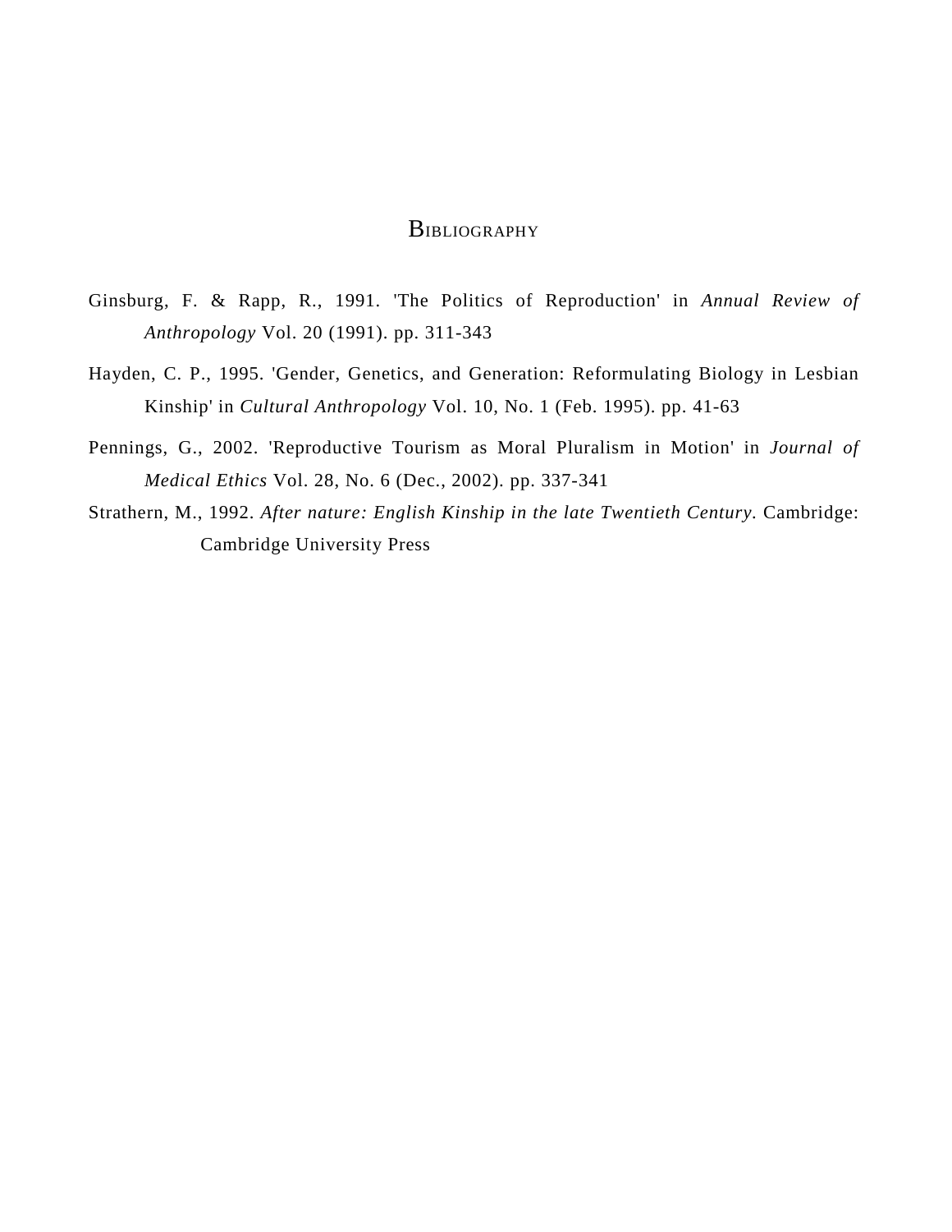# BIBLIOGRAPHY

Ginsburg, F. & Rapp, R., 1991. 'The Politics of Reproduction' in *Annual Review of Anthropology* Vol. 20 (1991). pp. 311-343

Hayden, C. P., 1995. 'Gender, Genetics, and Generation: Reformulating Biology in Lesbian Kinship' in *Cultural Anthropology* Vol. 10, No. 1 (Feb. 1995). pp. 41-63

Pennings, G., 2002. 'Reproductive Tourism as Moral Pluralism in Motion' in *Journal of Medical Ethics* Vol. 28, No. 6 (Dec., 2002). pp. 337-341

Strathern, M., 1992. *After nature: English Kinship in the late Twentieth Century*. Cambridge: Cambridge University Press